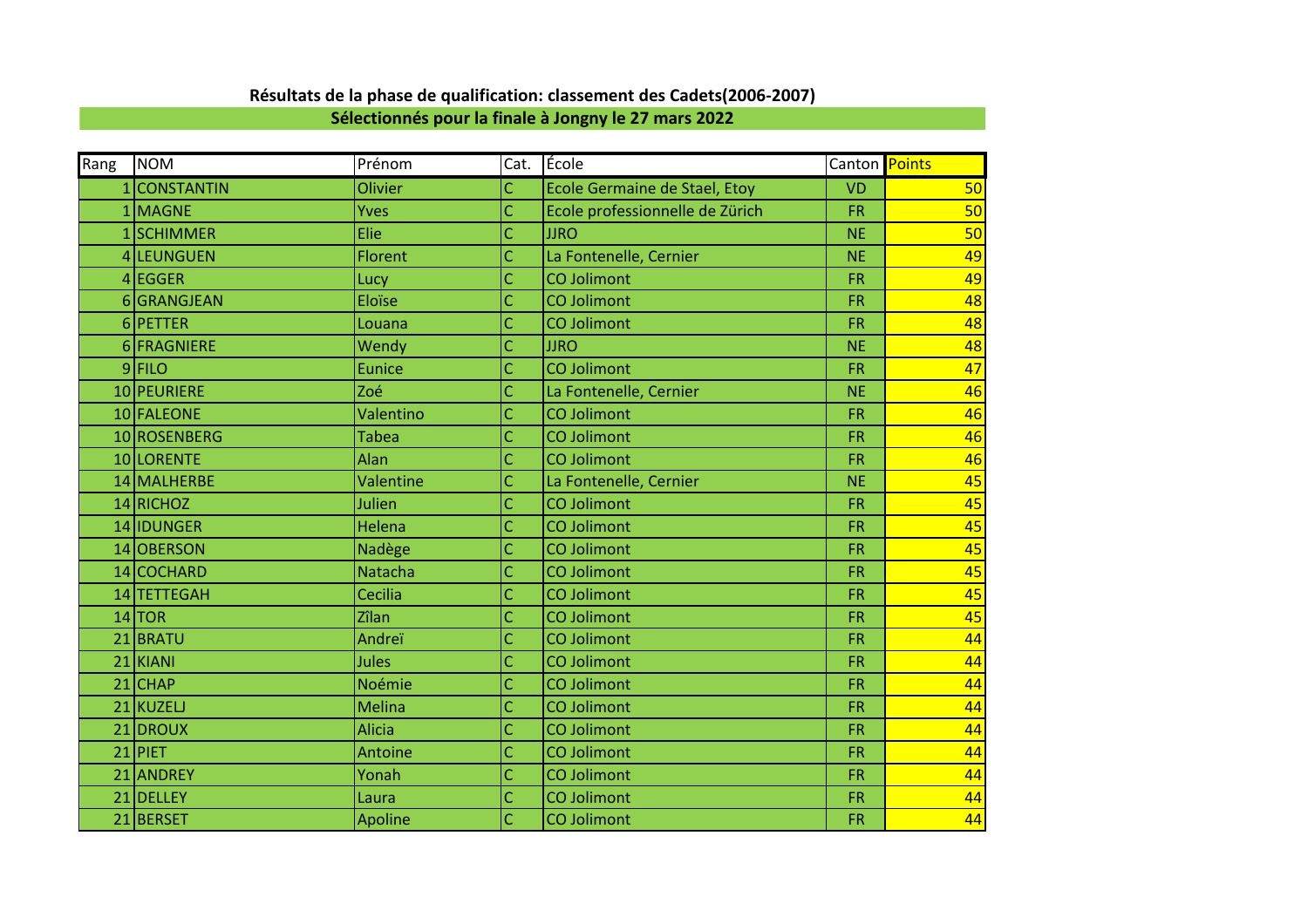**Résultats de la phase de qualification: classement des Cadets(2006-2007)**

**Sélectionnés pour la finale à Jongny le 27 mars 2022**

| Rang | NOM | Prénom | Cat. | École | Canton | Points |
|---|---|---|---|---|---|---|
| 1 | CONSTANTIN | Olivier | C | Ecole Germaine de Stael, Etoy | VD | 50 |
| 1 | MAGNE | Yves | C | Ecole professionnelle de Zürich | FR | 50 |
| 1 | SCHIMMER | Elie | C | JJRO | NE | 50 |
| 4 | LEUNGUEN | Florent | C | La Fontenelle, Cernier | NE | 49 |
| 4 | EGGER | Lucy | C | CO Jolimont | FR | 49 |
| 6 | GRANGJEAN | Eloïse | C | CO Jolimont | FR | 48 |
| 6 | PETTER | Louana | C | CO Jolimont | FR | 48 |
| 6 | FRAGNIERE | Wendy | C | JJRO | NE | 48 |
| 9 | FILO | Eunice | C | CO Jolimont | FR | 47 |
| 10 | PEURIERE | Zoé | C | La Fontenelle, Cernier | NE | 46 |
| 10 | FALEONE | Valentino | C | CO Jolimont | FR | 46 |
| 10 | ROSENBERG | Tabea | C | CO Jolimont | FR | 46 |
| 10 | LORENTE | Alan | C | CO Jolimont | FR | 46 |
| 14 | MALHERBE | Valentine | C | La Fontenelle, Cernier | NE | 45 |
| 14 | RICHOZ | Julien | C | CO Jolimont | FR | 45 |
| 14 | IDUNGER | Helena | C | CO Jolimont | FR | 45 |
| 14 | OBERSON | Nadège | C | CO Jolimont | FR | 45 |
| 14 | COCHARD | Natacha | C | CO Jolimont | FR | 45 |
| 14 | TETTEGAH | Cecilia | C | CO Jolimont | FR | 45 |
| 14 | TOR | Zîlan | C | CO Jolimont | FR | 45 |
| 21 | BRATU | Andreï | C | CO Jolimont | FR | 44 |
| 21 | KIANI | Jules | C | CO Jolimont | FR | 44 |
| 21 | CHAP | Noémie | C | CO Jolimont | FR | 44 |
| 21 | KUZELJ | Melina | C | CO Jolimont | FR | 44 |
| 21 | DROUX | Alicia | C | CO Jolimont | FR | 44 |
| 21 | PIET | Antoine | C | CO Jolimont | FR | 44 |
| 21 | ANDREY | Yonah | C | CO Jolimont | FR | 44 |
| 21 | DELLEY | Laura | C | CO Jolimont | FR | 44 |
| 21 | BERSET | Apoline | C | CO Jolimont | FR | 44 |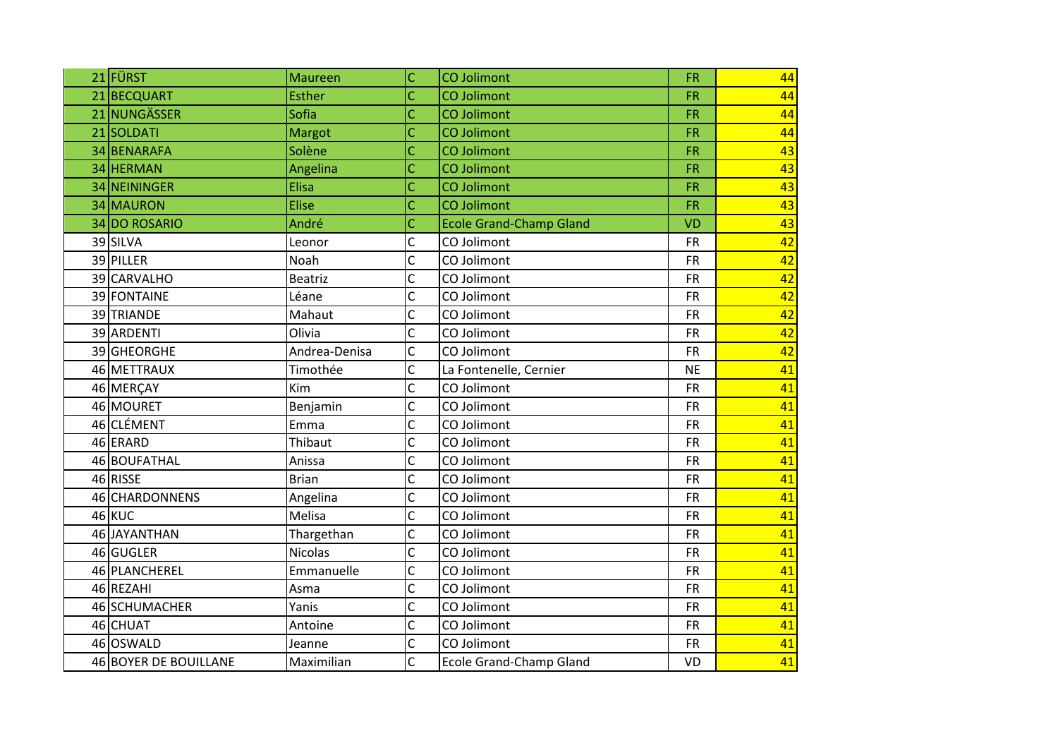| | | | | | | |
|---|---|---|---|---|---|---|
| 21 | FÜRST | Maureen | C | CO Jolimont | FR | 44 |
| 21 | BECQUART | Esther | C | CO Jolimont | FR | 44 |
| 21 | NUNGÄSSER | Sofia | C | CO Jolimont | FR | 44 |
| 21 | SOLDATI | Margot | C | CO Jolimont | FR | 44 |
| 34 | BENARAFA | Solène | C | CO Jolimont | FR | 43 |
| 34 | HERMAN | Angelina | C | CO Jolimont | FR | 43 |
| 34 | NEININGER | Elisa | C | CO Jolimont | FR | 43 |
| 34 | MAURON | Elise | C | CO Jolimont | FR | 43 |
| 34 | DO ROSARIO | André | C | Ecole Grand-Champ Gland | VD | 43 |
| 39 | SILVA | Leonor | C | CO Jolimont | FR | 42 |
| 39 | PILLER | Noah | C | CO Jolimont | FR | 42 |
| 39 | CARVALHO | Beatriz | C | CO Jolimont | FR | 42 |
| 39 | FONTAINE | Léane | C | CO Jolimont | FR | 42 |
| 39 | TRIANDE | Mahaut | C | CO Jolimont | FR | 42 |
| 39 | ARDENTI | Olivia | C | CO Jolimont | FR | 42 |
| 39 | GHEORGHE | Andrea-Denisa | C | CO Jolimont | FR | 42 |
| 46 | METTRAUX | Timothée | C | La Fontenelle, Cernier | NE | 41 |
| 46 | MERÇAY | Kim | C | CO Jolimont | FR | 41 |
| 46 | MOURET | Benjamin | C | CO Jolimont | FR | 41 |
| 46 | CLÉMENT | Emma | C | CO Jolimont | FR | 41 |
| 46 | ERARD | Thibaut | C | CO Jolimont | FR | 41 |
| 46 | BOUFATHAL | Anissa | C | CO Jolimont | FR | 41 |
| 46 | RISSE | Brian | C | CO Jolimont | FR | 41 |
| 46 | CHARDONNENS | Angelina | C | CO Jolimont | FR | 41 |
| 46 | KUC | Melisa | C | CO Jolimont | FR | 41 |
| 46 | JAYANTHAN | Thargethan | C | CO Jolimont | FR | 41 |
| 46 | GUGLER | Nicolas | C | CO Jolimont | FR | 41 |
| 46 | PLANCHEREL | Emmanuelle | C | CO Jolimont | FR | 41 |
| 46 | REZAHI | Asma | C | CO Jolimont | FR | 41 |
| 46 | SCHUMACHER | Yanis | C | CO Jolimont | FR | 41 |
| 46 | CHUAT | Antoine | C | CO Jolimont | FR | 41 |
| 46 | OSWALD | Jeanne | C | CO Jolimont | FR | 41 |
| 46 | BOYER DE BOUILLANE | Maximilian | C | Ecole Grand-Champ Gland | VD | 41 |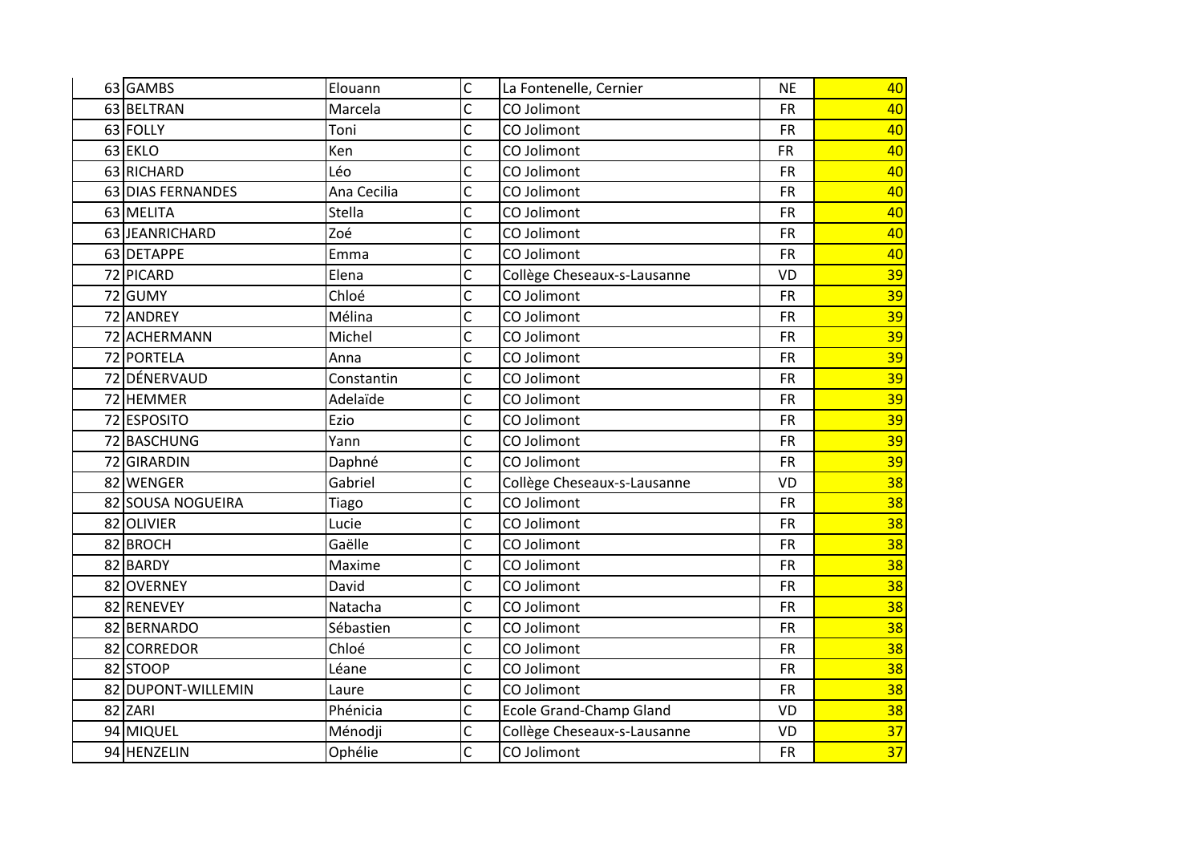| | | | | | | |
|---|---|---|---|---|---|---|
| 63 | GAMBS | Elouann | C | La Fontenelle, Cernier | NE | 40 |
| 63 | BELTRAN | Marcela | C | CO Jolimont | FR | 40 |
| 63 | FOLLY | Toni | C | CO Jolimont | FR | 40 |
| 63 | EKLO | Ken | C | CO Jolimont | FR | 40 |
| 63 | RICHARD | Léo | C | CO Jolimont | FR | 40 |
| 63 | DIAS FERNANDES | Ana Cecilia | C | CO Jolimont | FR | 40 |
| 63 | MELITA | Stella | C | CO Jolimont | FR | 40 |
| 63 | JEANRICHARD | Zoé | C | CO Jolimont | FR | 40 |
| 63 | DETAPPE | Emma | C | CO Jolimont | FR | 40 |
| 72 | PICARD | Elena | C | Collège Cheseaux-s-Lausanne | VD | 39 |
| 72 | GUMY | Chloé | C | CO Jolimont | FR | 39 |
| 72 | ANDREY | Mélina | C | CO Jolimont | FR | 39 |
| 72 | ACHERMANN | Michel | C | CO Jolimont | FR | 39 |
| 72 | PORTELA | Anna | C | CO Jolimont | FR | 39 |
| 72 | DÉNERVAUD | Constantin | C | CO Jolimont | FR | 39 |
| 72 | HEMMER | Adelaïde | C | CO Jolimont | FR | 39 |
| 72 | ESPOSITO | Ezio | C | CO Jolimont | FR | 39 |
| 72 | BASCHUNG | Yann | C | CO Jolimont | FR | 39 |
| 72 | GIRARDIN | Daphné | C | CO Jolimont | FR | 39 |
| 82 | WENGER | Gabriel | C | Collège Cheseaux-s-Lausanne | VD | 38 |
| 82 | SOUSA NOGUEIRA | Tiago | C | CO Jolimont | FR | 38 |
| 82 | OLIVIER | Lucie | C | CO Jolimont | FR | 38 |
| 82 | BROCH | Gaëlle | C | CO Jolimont | FR | 38 |
| 82 | BARDY | Maxime | C | CO Jolimont | FR | 38 |
| 82 | OVERNEY | David | C | CO Jolimont | FR | 38 |
| 82 | RENEVEY | Natacha | C | CO Jolimont | FR | 38 |
| 82 | BERNARDO | Sébastien | C | CO Jolimont | FR | 38 |
| 82 | CORREDOR | Chloé | C | CO Jolimont | FR | 38 |
| 82 | STOOP | Léane | C | CO Jolimont | FR | 38 |
| 82 | DUPONT-WILLEMIN | Laure | C | CO Jolimont | FR | 38 |
| 82 | ZARI | Phénicia | C | Ecole Grand-Champ Gland | VD | 38 |
| 94 | MIQUEL | Ménodji | C | Collège Cheseaux-s-Lausanne | VD | 37 |
| 94 | HENZELIN | Ophélie | C | CO Jolimont | FR | 37 |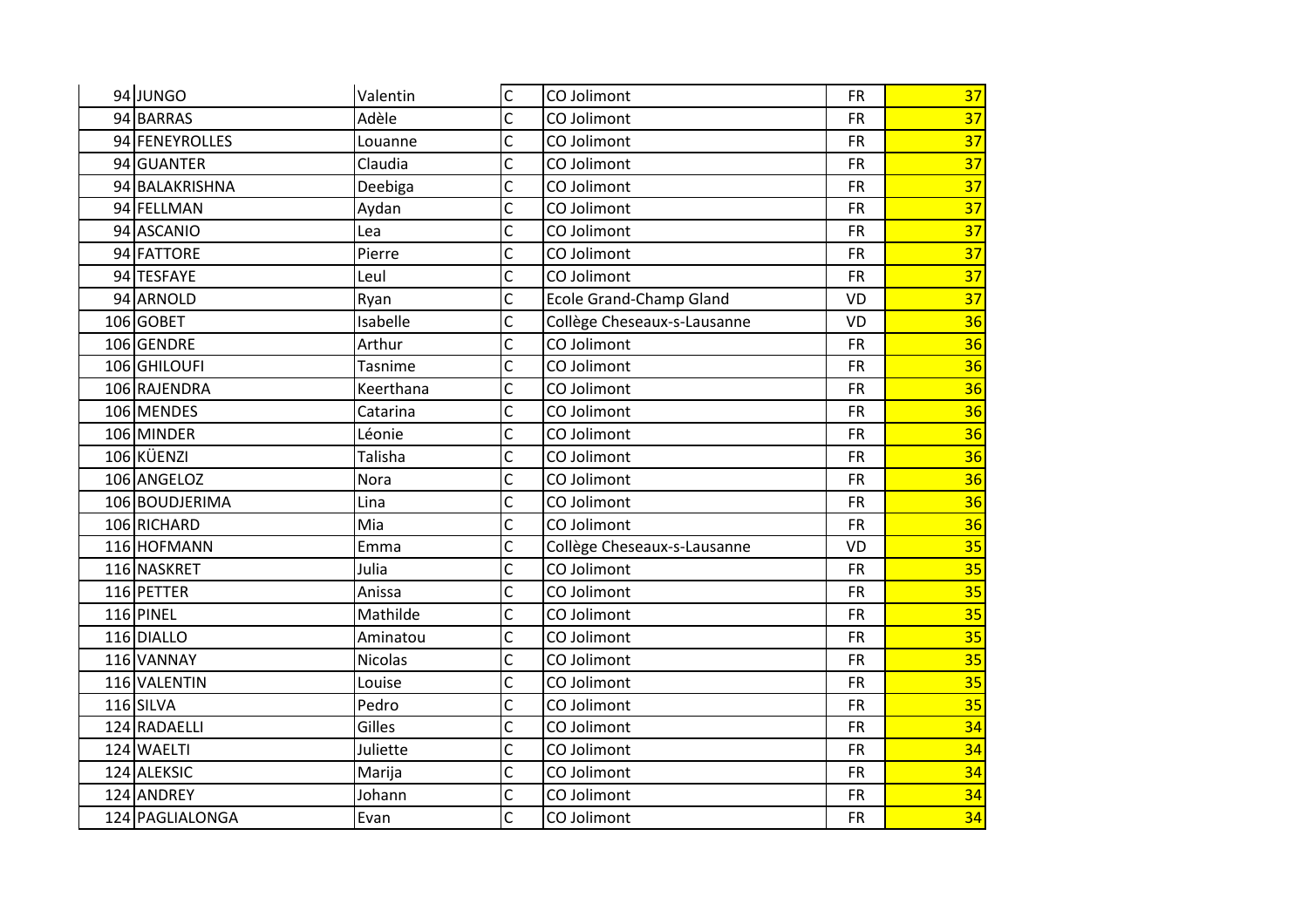| | | | | | | |
|---|---|---|---|---|---|---|
| 94 | JUNGO | Valentin | C | CO Jolimont | FR | 37 |
| 94 | BARRAS | Adèle | C | CO Jolimont | FR | 37 |
| 94 | FENEYROLLES | Louanne | C | CO Jolimont | FR | 37 |
| 94 | GUANTER | Claudia | C | CO Jolimont | FR | 37 |
| 94 | BALAKRISHNA | Deebiga | C | CO Jolimont | FR | 37 |
| 94 | FELLMAN | Aydan | C | CO Jolimont | FR | 37 |
| 94 | ASCANIO | Lea | C | CO Jolimont | FR | 37 |
| 94 | FATTORE | Pierre | C | CO Jolimont | FR | 37 |
| 94 | TESFAYE | Leul | C | CO Jolimont | FR | 37 |
| 94 | ARNOLD | Ryan | C | Ecole Grand-Champ Gland | VD | 37 |
| 106 | GOBET | Isabelle | C | Collège Cheseaux-s-Lausanne | VD | 36 |
| 106 | GENDRE | Arthur | C | CO Jolimont | FR | 36 |
| 106 | GHILOUFI | Tasnime | C | CO Jolimont | FR | 36 |
| 106 | RAJENDRA | Keerthana | C | CO Jolimont | FR | 36 |
| 106 | MENDES | Catarina | C | CO Jolimont | FR | 36 |
| 106 | MINDER | Léonie | C | CO Jolimont | FR | 36 |
| 106 | KÜENZI | Talisha | C | CO Jolimont | FR | 36 |
| 106 | ANGELOZ | Nora | C | CO Jolimont | FR | 36 |
| 106 | BOUDJERIMA | Lina | C | CO Jolimont | FR | 36 |
| 106 | RICHARD | Mia | C | CO Jolimont | FR | 36 |
| 116 | HOFMANN | Emma | C | Collège Cheseaux-s-Lausanne | VD | 35 |
| 116 | NASKRET | Julia | C | CO Jolimont | FR | 35 |
| 116 | PETTER | Anissa | C | CO Jolimont | FR | 35 |
| 116 | PINEL | Mathilde | C | CO Jolimont | FR | 35 |
| 116 | DIALLO | Aminatou | C | CO Jolimont | FR | 35 |
| 116 | VANNAY | Nicolas | C | CO Jolimont | FR | 35 |
| 116 | VALENTIN | Louise | C | CO Jolimont | FR | 35 |
| 116 | SILVA | Pedro | C | CO Jolimont | FR | 35 |
| 124 | RADAELLI | Gilles | C | CO Jolimont | FR | 34 |
| 124 | WAELTI | Juliette | C | CO Jolimont | FR | 34 |
| 124 | ALEKSIC | Marija | C | CO Jolimont | FR | 34 |
| 124 | ANDREY | Johann | C | CO Jolimont | FR | 34 |
| 124 | PAGLIALONGA | Evan | C | CO Jolimont | FR | 34 |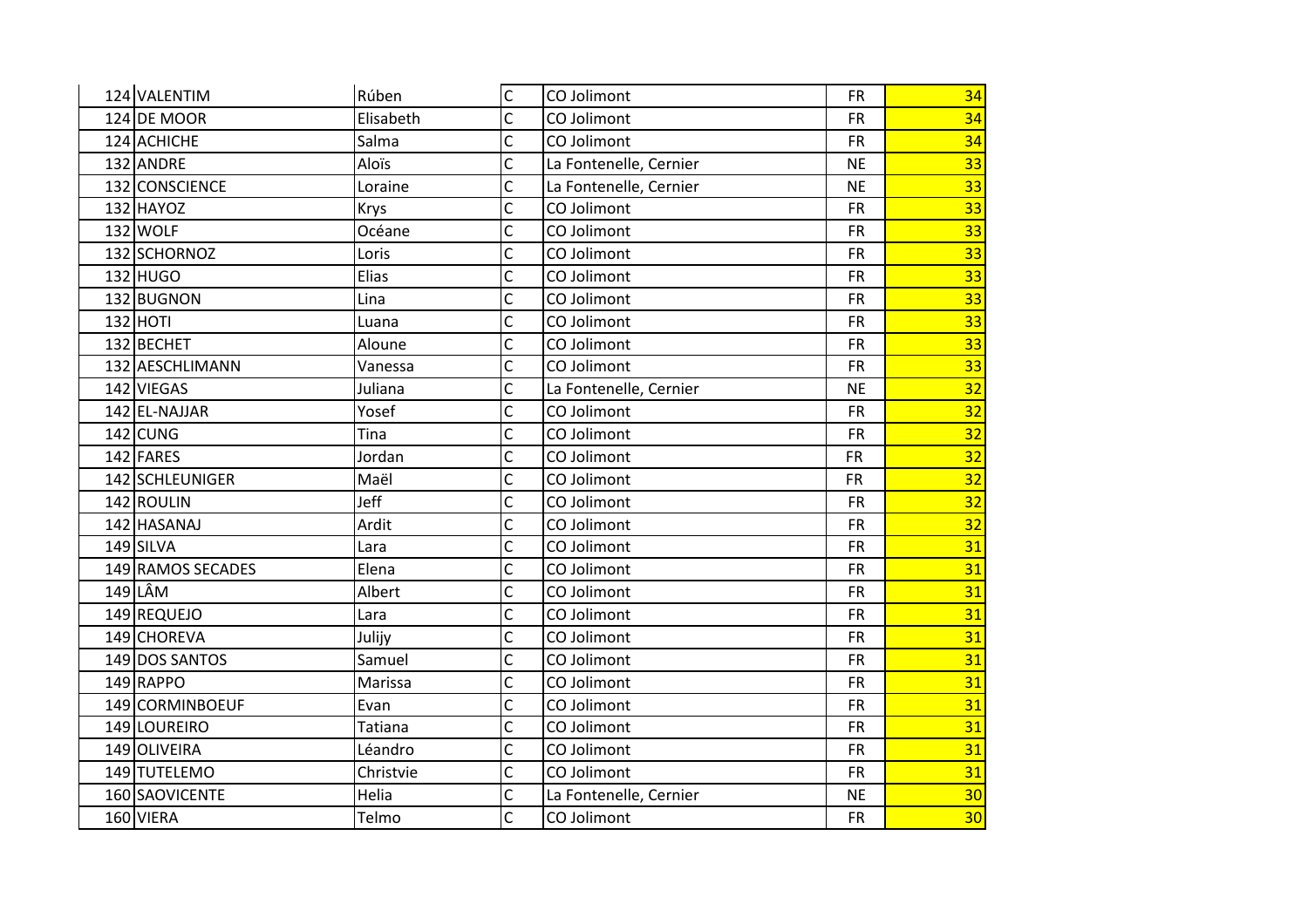| | | | | | |
|---|---|---|---|---|---|
| 124 | VALENTIM | Rúben | C | CO Jolimont | FR | 34 |
| 124 | DE MOOR | Elisabeth | C | CO Jolimont | FR | 34 |
| 124 | ACHICHE | Salma | C | CO Jolimont | FR | 34 |
| 132 | ANDRE | Aloïs | C | La Fontenelle, Cernier | NE | 33 |
| 132 | CONSCIENCE | Loraine | C | La Fontenelle, Cernier | NE | 33 |
| 132 | HAYOZ | Krys | C | CO Jolimont | FR | 33 |
| 132 | WOLF | Océane | C | CO Jolimont | FR | 33 |
| 132 | SCHORNOZ | Loris | C | CO Jolimont | FR | 33 |
| 132 | HUGO | Elias | C | CO Jolimont | FR | 33 |
| 132 | BUGNON | Lina | C | CO Jolimont | FR | 33 |
| 132 | HOTI | Luana | C | CO Jolimont | FR | 33 |
| 132 | BECHET | Aloune | C | CO Jolimont | FR | 33 |
| 132 | AESCHLIMANN | Vanessa | C | CO Jolimont | FR | 33 |
| 142 | VIEGAS | Juliana | C | La Fontenelle, Cernier | NE | 32 |
| 142 | EL-NAJJAR | Yosef | C | CO Jolimont | FR | 32 |
| 142 | CUNG | Tina | C | CO Jolimont | FR | 32 |
| 142 | FARES | Jordan | C | CO Jolimont | FR | 32 |
| 142 | SCHLEUNIGER | Maël | C | CO Jolimont | FR | 32 |
| 142 | ROULIN | Jeff | C | CO Jolimont | FR | 32 |
| 142 | HASANAJ | Ardit | C | CO Jolimont | FR | 32 |
| 149 | SILVA | Lara | C | CO Jolimont | FR | 31 |
| 149 | RAMOS SECADES | Elena | C | CO Jolimont | FR | 31 |
| 149 | LÂM | Albert | C | CO Jolimont | FR | 31 |
| 149 | REQUEJO | Lara | C | CO Jolimont | FR | 31 |
| 149 | CHOREVA | Julijy | C | CO Jolimont | FR | 31 |
| 149 | DOS SANTOS | Samuel | C | CO Jolimont | FR | 31 |
| 149 | RAPPO | Marissa | C | CO Jolimont | FR | 31 |
| 149 | CORMINBOEUF | Evan | C | CO Jolimont | FR | 31 |
| 149 | LOUREIRO | Tatiana | C | CO Jolimont | FR | 31 |
| 149 | OLIVEIRA | Léandro | C | CO Jolimont | FR | 31 |
| 149 | TUTELEMO | Christvie | C | CO Jolimont | FR | 31 |
| 160 | SAOVICENTE | Helia | C | La Fontenelle, Cernier | NE | 30 |
| 160 | VIERA | Telmo | C | CO Jolimont | FR | 30 |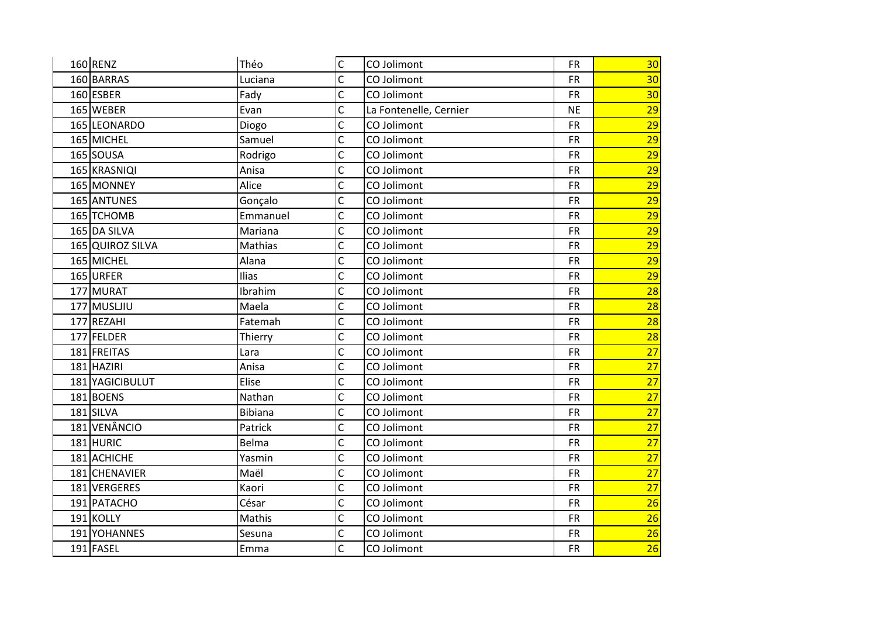| | | | | | | |
|---|---|---|---|---|---|---|
| 160 | RENZ | Théo | C | CO Jolimont | FR | 30 |
| 160 | BARRAS | Luciana | C | CO Jolimont | FR | 30 |
| 160 | ESBER | Fady | C | CO Jolimont | FR | 30 |
| 165 | WEBER | Evan | C | La Fontenelle, Cernier | NE | 29 |
| 165 | LEONARDO | Diogo | C | CO Jolimont | FR | 29 |
| 165 | MICHEL | Samuel | C | CO Jolimont | FR | 29 |
| 165 | SOUSA | Rodrigo | C | CO Jolimont | FR | 29 |
| 165 | KRASNIQI | Anisa | C | CO Jolimont | FR | 29 |
| 165 | MONNEY | Alice | C | CO Jolimont | FR | 29 |
| 165 | ANTUNES | Gonçalo | C | CO Jolimont | FR | 29 |
| 165 | TCHOMB | Emmanuel | C | CO Jolimont | FR | 29 |
| 165 | DA SILVA | Mariana | C | CO Jolimont | FR | 29 |
| 165 | QUIROZ SILVA | Mathias | C | CO Jolimont | FR | 29 |
| 165 | MICHEL | Alana | C | CO Jolimont | FR | 29 |
| 165 | URFER | Ilias | C | CO Jolimont | FR | 29 |
| 177 | MURAT | Ibrahim | C | CO Jolimont | FR | 28 |
| 177 | MUSLJIU | Maela | C | CO Jolimont | FR | 28 |
| 177 | REZAHI | Fatemah | C | CO Jolimont | FR | 28 |
| 177 | FELDER | Thierry | C | CO Jolimont | FR | 28 |
| 181 | FREITAS | Lara | C | CO Jolimont | FR | 27 |
| 181 | HAZIRI | Anisa | C | CO Jolimont | FR | 27 |
| 181 | YAGICIBULUT | Elise | C | CO Jolimont | FR | 27 |
| 181 | BOENS | Nathan | C | CO Jolimont | FR | 27 |
| 181 | SILVA | Bibiana | C | CO Jolimont | FR | 27 |
| 181 | VENÂNCIO | Patrick | C | CO Jolimont | FR | 27 |
| 181 | HURIC | Belma | C | CO Jolimont | FR | 27 |
| 181 | ACHICHE | Yasmin | C | CO Jolimont | FR | 27 |
| 181 | CHENAVIER | Maël | C | CO Jolimont | FR | 27 |
| 181 | VERGERES | Kaori | C | CO Jolimont | FR | 27 |
| 191 | PATACHO | César | C | CO Jolimont | FR | 26 |
| 191 | KOLLY | Mathis | C | CO Jolimont | FR | 26 |
| 191 | YOHANNES | Sesuna | C | CO Jolimont | FR | 26 |
| 191 | FASEL | Emma | C | CO Jolimont | FR | 26 |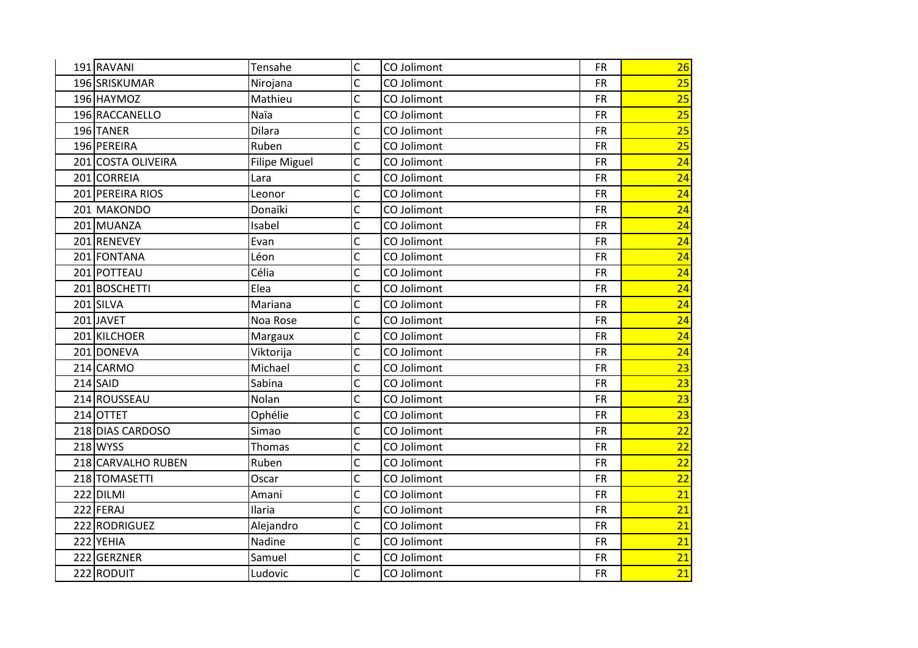| | | | | | |
|---|---|---|---|---|---|
| 191 | RAVANI | Tensahe | C | CO Jolimont | FR | 26 |
| 196 | SRISKUMAR | Nirojana | C | CO Jolimont | FR | 25 |
| 196 | HAYMOZ | Mathieu | C | CO Jolimont | FR | 25 |
| 196 | RACCANELLO | Naïa | C | CO Jolimont | FR | 25 |
| 196 | TANER | Dilara | C | CO Jolimont | FR | 25 |
| 196 | PEREIRA | Ruben | C | CO Jolimont | FR | 25 |
| 201 | COSTA OLIVEIRA | Filipe Miguel | C | CO Jolimont | FR | 24 |
| 201 | CORREIA | Lara | C | CO Jolimont | FR | 24 |
| 201 | PEREIRA RIOS | Leonor | C | CO Jolimont | FR | 24 |
| 201 | MAKONDO | Donaïki | C | CO Jolimont | FR | 24 |
| 201 | MUANZA | Isabel | C | CO Jolimont | FR | 24 |
| 201 | RENEVEY | Evan | C | CO Jolimont | FR | 24 |
| 201 | FONTANA | Léon | C | CO Jolimont | FR | 24 |
| 201 | POTTEAU | Célia | C | CO Jolimont | FR | 24 |
| 201 | BOSCHETTI | Elea | C | CO Jolimont | FR | 24 |
| 201 | SILVA | Mariana | C | CO Jolimont | FR | 24 |
| 201 | JAVET | Noa Rose | C | CO Jolimont | FR | 24 |
| 201 | KILCHOER | Margaux | C | CO Jolimont | FR | 24 |
| 201 | DONEVA | Viktorija | C | CO Jolimont | FR | 24 |
| 214 | CARMO | Michael | C | CO Jolimont | FR | 23 |
| 214 | SAID | Sabina | C | CO Jolimont | FR | 23 |
| 214 | ROUSSEAU | Nolan | C | CO Jolimont | FR | 23 |
| 214 | OTTET | Ophélie | C | CO Jolimont | FR | 23 |
| 218 | DIAS CARDOSO | Simao | C | CO Jolimont | FR | 22 |
| 218 | WYSS | Thomas | C | CO Jolimont | FR | 22 |
| 218 | CARVALHO RUBEN | Ruben | C | CO Jolimont | FR | 22 |
| 218 | TOMASETTI | Oscar | C | CO Jolimont | FR | 22 |
| 222 | DILMI | Amani | C | CO Jolimont | FR | 21 |
| 222 | FERAJ | Ilaria | C | CO Jolimont | FR | 21 |
| 222 | RODRIGUEZ | Alejandro | C | CO Jolimont | FR | 21 |
| 222 | YEHIA | Nadine | C | CO Jolimont | FR | 21 |
| 222 | GERZNER | Samuel | C | CO Jolimont | FR | 21 |
| 222 | RODUIT | Ludovic | C | CO Jolimont | FR | 21 |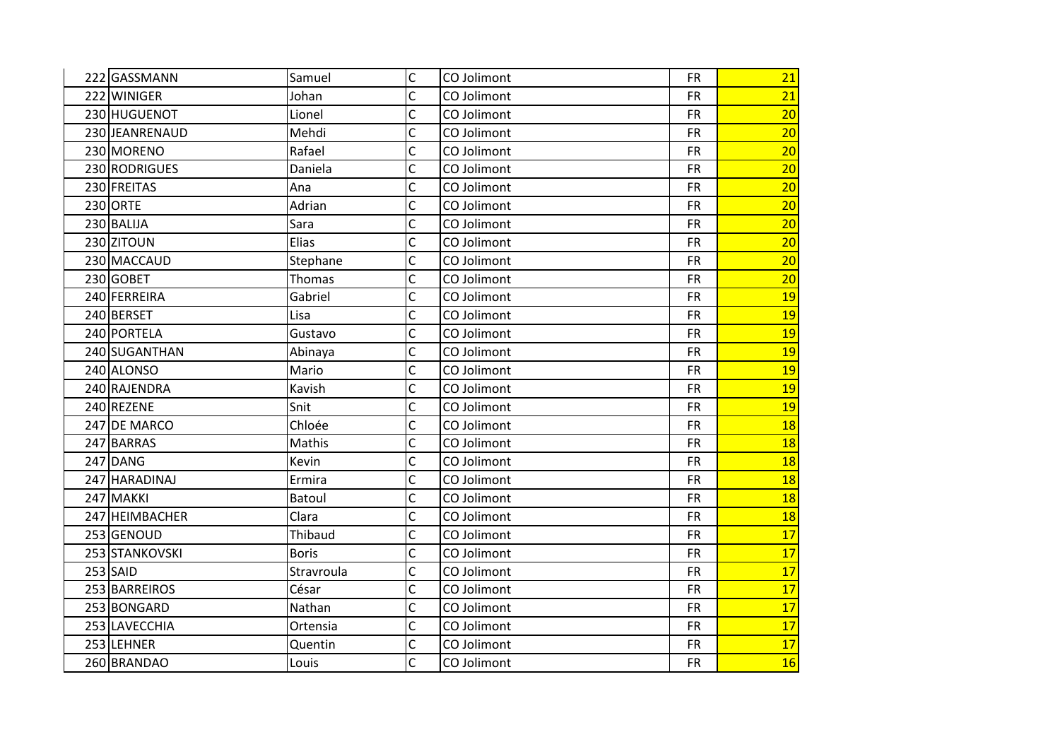| | | | | | | |
|---|---|---|---|---|---|---|
| 222 | GASSMANN | Samuel | C | CO Jolimont | FR | 21 |
| 222 | WINIGER | Johan | C | CO Jolimont | FR | 21 |
| 230 | HUGUENOT | Lionel | C | CO Jolimont | FR | 20 |
| 230 | JEANRENAUD | Mehdi | C | CO Jolimont | FR | 20 |
| 230 | MORENO | Rafael | C | CO Jolimont | FR | 20 |
| 230 | RODRIGUES | Daniela | C | CO Jolimont | FR | 20 |
| 230 | FREITAS | Ana | C | CO Jolimont | FR | 20 |
| 230 | ORTE | Adrian | C | CO Jolimont | FR | 20 |
| 230 | BALIJA | Sara | C | CO Jolimont | FR | 20 |
| 230 | ZITOUN | Elias | C | CO Jolimont | FR | 20 |
| 230 | MACCAUD | Stephane | C | CO Jolimont | FR | 20 |
| 230 | GOBET | Thomas | C | CO Jolimont | FR | 20 |
| 240 | FERREIRA | Gabriel | C | CO Jolimont | FR | 19 |
| 240 | BERSET | Lisa | C | CO Jolimont | FR | 19 |
| 240 | PORTELA | Gustavo | C | CO Jolimont | FR | 19 |
| 240 | SUGANTHAN | Abinaya | C | CO Jolimont | FR | 19 |
| 240 | ALONSO | Mario | C | CO Jolimont | FR | 19 |
| 240 | RAJENDRA | Kavish | C | CO Jolimont | FR | 19 |
| 240 | REZENE | Snit | C | CO Jolimont | FR | 19 |
| 247 | DE MARCO | Chloée | C | CO Jolimont | FR | 18 |
| 247 | BARRAS | Mathis | C | CO Jolimont | FR | 18 |
| 247 | DANG | Kevin | C | CO Jolimont | FR | 18 |
| 247 | HARADINAJ | Ermira | C | CO Jolimont | FR | 18 |
| 247 | MAKKI | Batoul | C | CO Jolimont | FR | 18 |
| 247 | HEIMBACHER | Clara | C | CO Jolimont | FR | 18 |
| 253 | GENOUD | Thibaud | C | CO Jolimont | FR | 17 |
| 253 | STANKOVSKI | Boris | C | CO Jolimont | FR | 17 |
| 253 | SAID | Stravroula | C | CO Jolimont | FR | 17 |
| 253 | BARREIROS | César | C | CO Jolimont | FR | 17 |
| 253 | BONGARD | Nathan | C | CO Jolimont | FR | 17 |
| 253 | LAVECCHIA | Ortensia | C | CO Jolimont | FR | 17 |
| 253 | LEHNER | Quentin | C | CO Jolimont | FR | 17 |
| 260 | BRANDAO | Louis | C | CO Jolimont | FR | 16 |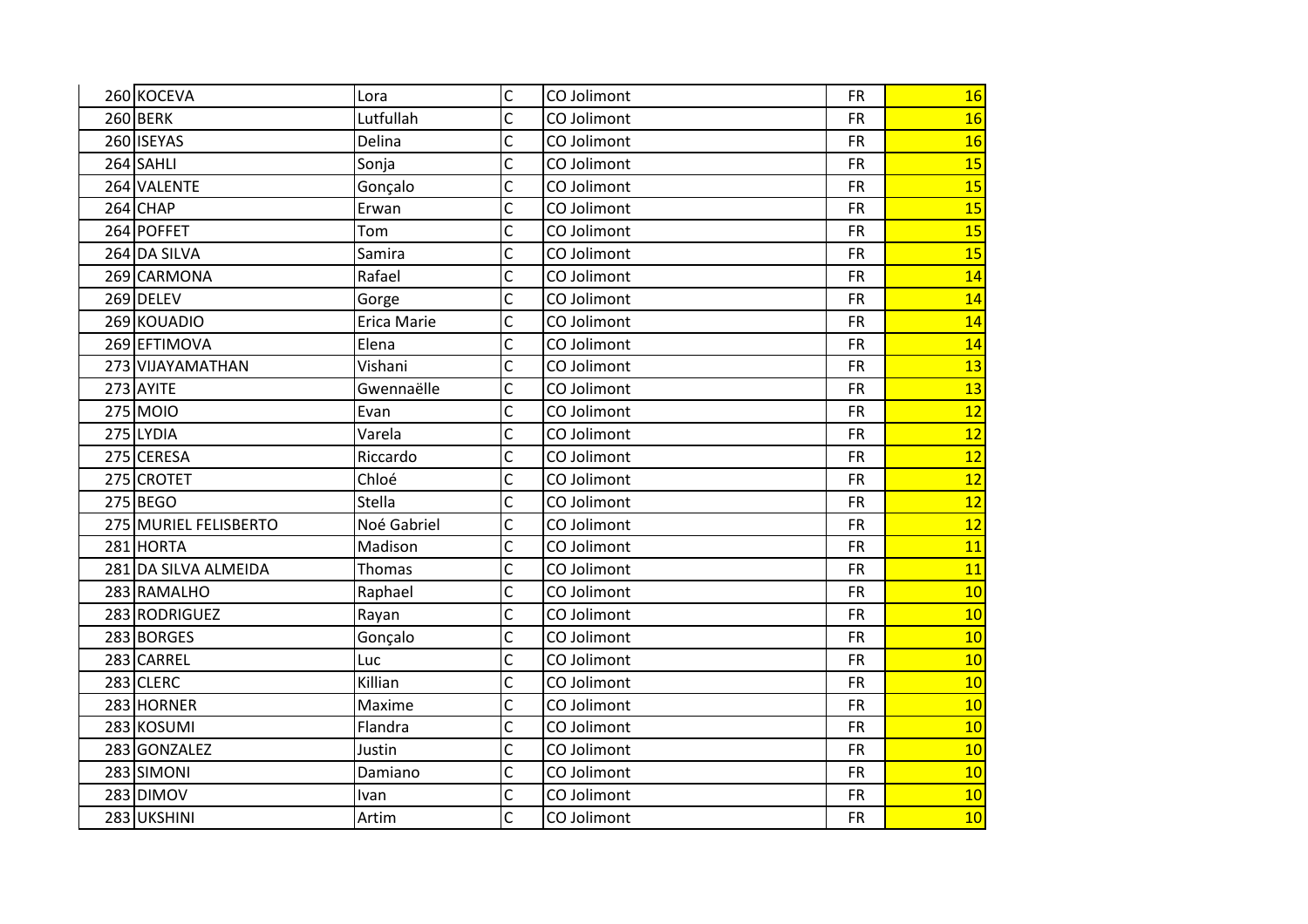| | | | | | |
|---|---|---|---|---|---|
| 260 | KOCEVA | Lora | C | CO Jolimont | FR | 16 |
| 260 | BERK | Lutfullah | C | CO Jolimont | FR | 16 |
| 260 | ISEYAS | Delina | C | CO Jolimont | FR | 16 |
| 264 | SAHLI | Sonja | C | CO Jolimont | FR | 15 |
| 264 | VALENTE | Gonçalo | C | CO Jolimont | FR | 15 |
| 264 | CHAP | Erwan | C | CO Jolimont | FR | 15 |
| 264 | POFFET | Tom | C | CO Jolimont | FR | 15 |
| 264 | DA SILVA | Samira | C | CO Jolimont | FR | 15 |
| 269 | CARMONA | Rafael | C | CO Jolimont | FR | 14 |
| 269 | DELEV | Gorge | C | CO Jolimont | FR | 14 |
| 269 | KOUADIO | Erica Marie | C | CO Jolimont | FR | 14 |
| 269 | EFTIMOVA | Elena | C | CO Jolimont | FR | 14 |
| 273 | VIJAYAMATHAN | Vishani | C | CO Jolimont | FR | 13 |
| 273 | AYITE | Gwennaëlle | C | CO Jolimont | FR | 13 |
| 275 | MOIO | Evan | C | CO Jolimont | FR | 12 |
| 275 | LYDIA | Varela | C | CO Jolimont | FR | 12 |
| 275 | CERESA | Riccardo | C | CO Jolimont | FR | 12 |
| 275 | CROTET | Chloé | C | CO Jolimont | FR | 12 |
| 275 | BEGO | Stella | C | CO Jolimont | FR | 12 |
| 275 | MURIEL FELISBERTO | Noé Gabriel | C | CO Jolimont | FR | 12 |
| 281 | HORTA | Madison | C | CO Jolimont | FR | 11 |
| 281 | DA SILVA ALMEIDA | Thomas | C | CO Jolimont | FR | 11 |
| 283 | RAMALHO | Raphael | C | CO Jolimont | FR | 10 |
| 283 | RODRIGUEZ | Rayan | C | CO Jolimont | FR | 10 |
| 283 | BORGES | Gonçalo | C | CO Jolimont | FR | 10 |
| 283 | CARREL | Luc | C | CO Jolimont | FR | 10 |
| 283 | CLERC | Killian | C | CO Jolimont | FR | 10 |
| 283 | HORNER | Maxime | C | CO Jolimont | FR | 10 |
| 283 | KOSUMI | Flandra | C | CO Jolimont | FR | 10 |
| 283 | GONZALEZ | Justin | C | CO Jolimont | FR | 10 |
| 283 | SIMONI | Damiano | C | CO Jolimont | FR | 10 |
| 283 | DIMOV | Ivan | C | CO Jolimont | FR | 10 |
| 283 | UKSHINI | Artim | C | CO Jolimont | FR | 10 |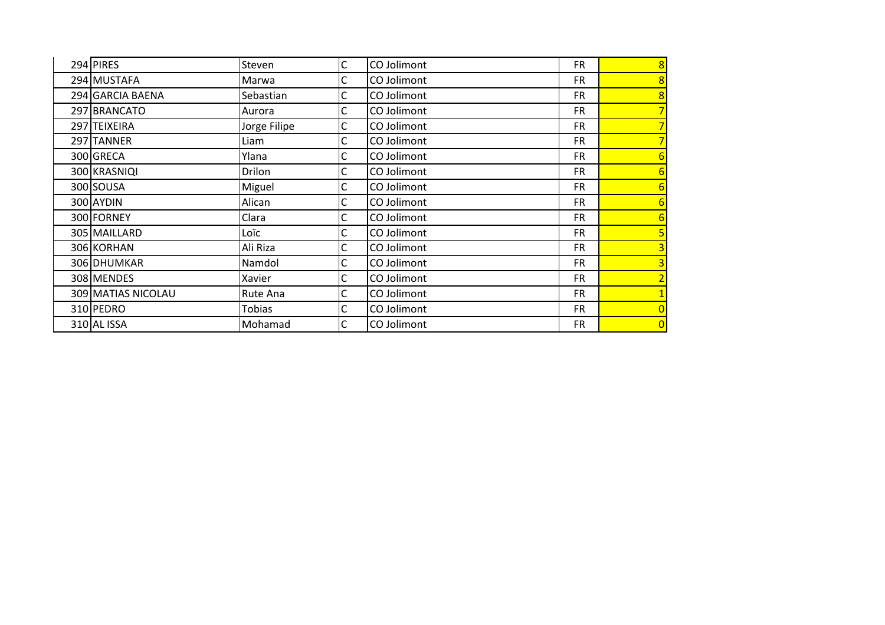| | | | | | | |
|---|---|---|---|---|---|---|
| 294 | PIRES | Steven | C | CO Jolimont | FR | 8 |
| 294 | MUSTAFA | Marwa | C | CO Jolimont | FR | 8 |
| 294 | GARCIA BAENA | Sebastian | C | CO Jolimont | FR | 8 |
| 297 | BRANCATO | Aurora | C | CO Jolimont | FR | 7 |
| 297 | TEIXEIRA | Jorge Filipe | C | CO Jolimont | FR | 7 |
| 297 | TANNER | Liam | C | CO Jolimont | FR | 7 |
| 300 | GRECA | Ylana | C | CO Jolimont | FR | 6 |
| 300 | KRASNIQI | Drilon | C | CO Jolimont | FR | 6 |
| 300 | SOUSA | Miguel | C | CO Jolimont | FR | 6 |
| 300 | AYDIN | Alican | C | CO Jolimont | FR | 6 |
| 300 | FORNEY | Clara | C | CO Jolimont | FR | 6 |
| 305 | MAILLARD | Loïc | C | CO Jolimont | FR | 5 |
| 306 | KORHAN | Ali Riza | C | CO Jolimont | FR | 3 |
| 306 | DHUMKAR | Namdol | C | CO Jolimont | FR | 3 |
| 308 | MENDES | Xavier | C | CO Jolimont | FR | 2 |
| 309 | MATIAS NICOLAU | Rute Ana | C | CO Jolimont | FR | 1 |
| 310 | PEDRO | Tobias | C | CO Jolimont | FR | 0 |
| 310 | AL ISSA | Mohamad | C | CO Jolimont | FR | 0 |